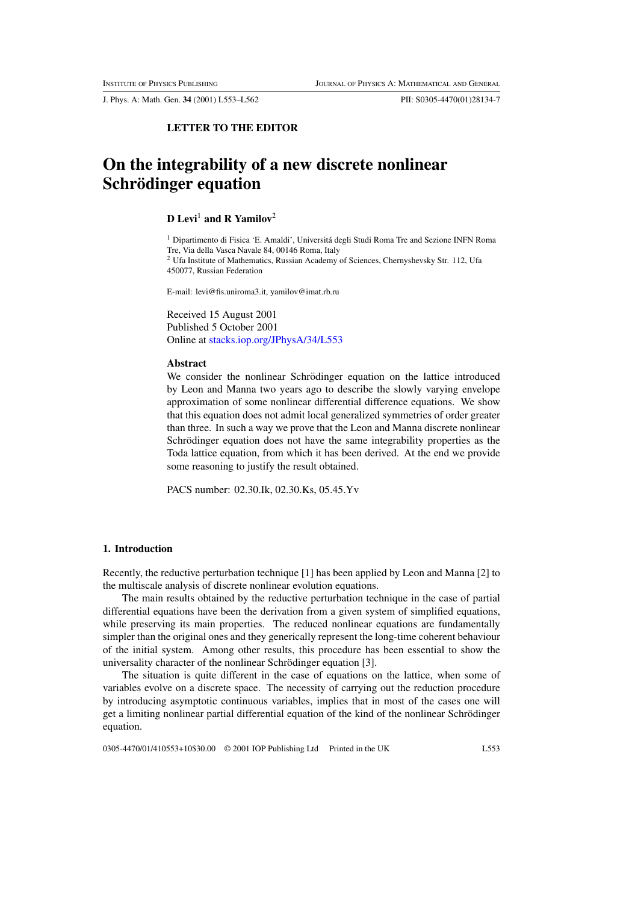**LETTER TO THE EDITOR**

# On the integrability of a new discrete nonlinear Schrödinger equation

**D Levi**[1] **and R Yamilov**[2]

[1] Dipartimento di Fisica 'E. Amaldi', Universitá degli Studi Roma Tre and Sezione INFN Roma Tre, Via della Vasca Navale 84, 00146 Roma, Italy
[2] Ufa Institute of Mathematics, Russian Academy of Sciences, Chernyshevsky Str. 112, Ufa 450077, Russian Federation

E-mail: levi@fis.uniroma3.it, yamilov@imat.rb.ru

Received 15 August 2001
Published 5 October 2001
Online at stacks.iop.org/JPhysA/34/L553

**Abstract**

We consider the nonlinear Schrödinger equation on the lattice introduced by Leon and Manna two years ago to describe the slowly varying envelope approximation of some nonlinear differential difference equations. We show that this equation does not admit local generalized symmetries of order greater than three. In such a way we prove that the Leon and Manna discrete nonlinear Schrödinger equation does not have the same integrability properties as the Toda lattice equation, from which it has been derived. At the end we provide some reasoning to justify the result obtained.

PACS number: 02.30.Ik, 02.30.Ks, 05.45.Yv

## 1. Introduction

Recently, the reductive perturbation technique [1] has been applied by Leon and Manna [2] to the multiscale analysis of discrete nonlinear evolution equations.

The main results obtained by the reductive perturbation technique in the case of partial differential equations have been the derivation from a given system of simplified equations, while preserving its main properties. The reduced nonlinear equations are fundamentally simpler than the original ones and they generically represent the long-time coherent behaviour of the initial system. Among other results, this procedure has been essential to show the universality character of the nonlinear Schrödinger equation [3].

The situation is quite different in the case of equations on the lattice, when some of variables evolve on a discrete space. The necessity of carrying out the reduction procedure by introducing asymptotic continuous variables, implies that in most of the cases one will get a limiting nonlinear partial differential equation of the kind of the nonlinear Schrödinger equation.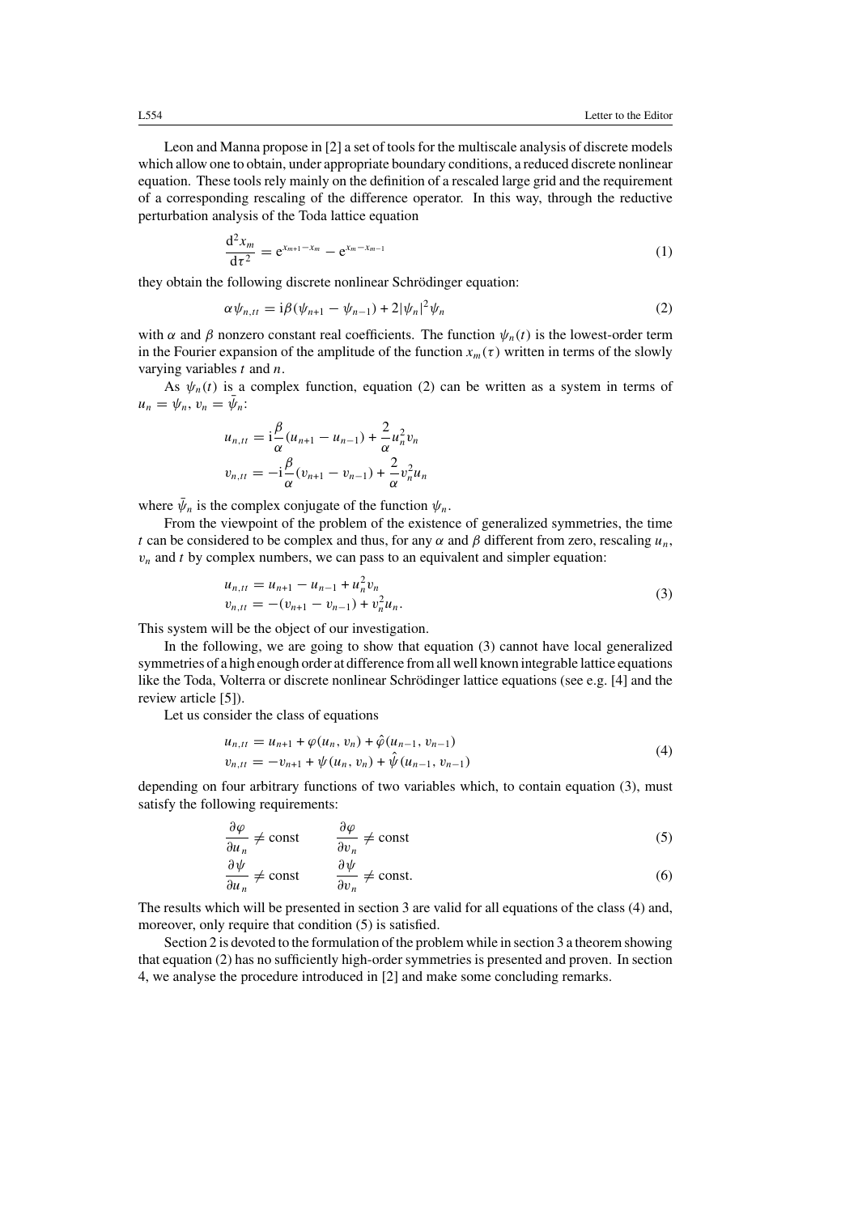Leon and Manna propose in [2] a set of tools for the multiscale analysis of discrete models which allow one to obtain, under appropriate boundary conditions, a reduced discrete nonlinear equation. These tools rely mainly on the definition of a rescaled large grid and the requirement of a corresponding rescaling of the difference operator. In this way, through the reductive perturbation analysis of the Toda lattice equation

$$\frac{\mathrm{d}^2 x_m}{\mathrm{d}\tau^2} = \mathrm{e}^{x_{m+1}-x_m} - \mathrm{e}^{x_m - x_{m-1}} \tag{1}$$

they obtain the following discrete nonlinear Schrödinger equation:

$$\alpha \psi_{n,tt} = \mathrm{i}\beta(\psi_{n+1} - \psi_{n-1}) + 2|\psi_n|^2\psi_n \tag{2}$$

with $\alpha$ and $\beta$ nonzero constant real coefficients. The function $\psi_n(t)$ is the lowest-order term in the Fourier expansion of the amplitude of the function $x_m(\tau)$ written in terms of the slowly varying variables $t$ and $n$.

As $\psi_n(t)$ is a complex function, equation (2) can be written as a system in terms of $u_n = \psi_n$, $v_n = \bar{\psi}_n$:

$$u_{n,tt} = \mathrm{i}\frac{\beta}{\alpha}(u_{n+1} - u_{n-1}) + \frac{2}{\alpha}u_n^2 v_n$$
$$v_{n,tt} = -\mathrm{i}\frac{\beta}{\alpha}(v_{n+1} - v_{n-1}) + \frac{2}{\alpha}v_n^2 u_n$$

where $\bar{\psi}_n$ is the complex conjugate of the function $\psi_n$.

From the viewpoint of the problem of the existence of generalized symmetries, the time $t$ can be considered to be complex and thus, for any $\alpha$ and $\beta$ different from zero, rescaling $u_n$, $v_n$ and $t$ by complex numbers, we can pass to an equivalent and simpler equation:

$$\begin{aligned} u_{n,tt} &= u_{n+1} - u_{n-1} + u_n^2 v_n \\ v_{n,tt} &= -(v_{n+1} - v_{n-1}) + v_n^2 u_n. \end{aligned} \tag{3}$$

This system will be the object of our investigation.

In the following, we are going to show that equation (3) cannot have local generalized symmetries of a high enough order at difference from all well known integrable lattice equations like the Toda, Volterra or discrete nonlinear Schrödinger lattice equations (see e.g. [4] and the review article [5]).

Let us consider the class of equations

$$\begin{aligned} u_{n,tt} &= u_{n+1} + \varphi(u_n, v_n) + \hat{\varphi}(u_{n-1}, v_{n-1}) \\ v_{n,tt} &= -v_{n+1} + \psi(u_n, v_n) + \hat{\psi}(u_{n-1}, v_{n-1}) \end{aligned} \tag{4}$$

depending on four arbitrary functions of two variables which, to contain equation (3), must satisfy the following requirements:

$$\frac{\partial \varphi}{\partial u_n} \neq \text{const} \qquad \frac{\partial \varphi}{\partial v_n} \neq \text{const} \tag{5}$$

$$\frac{\partial \psi}{\partial u_n} \neq \text{const} \qquad \frac{\partial \psi}{\partial v_n} \neq \text{const}. \tag{6}$$

The results which will be presented in section 3 are valid for all equations of the class (4) and, moreover, only require that condition (5) is satisfied.

Section 2 is devoted to the formulation of the problem while in section 3 a theorem showing that equation (2) has no sufficiently high-order symmetries is presented and proven. In section 4, we analyse the procedure introduced in [2] and make some concluding remarks.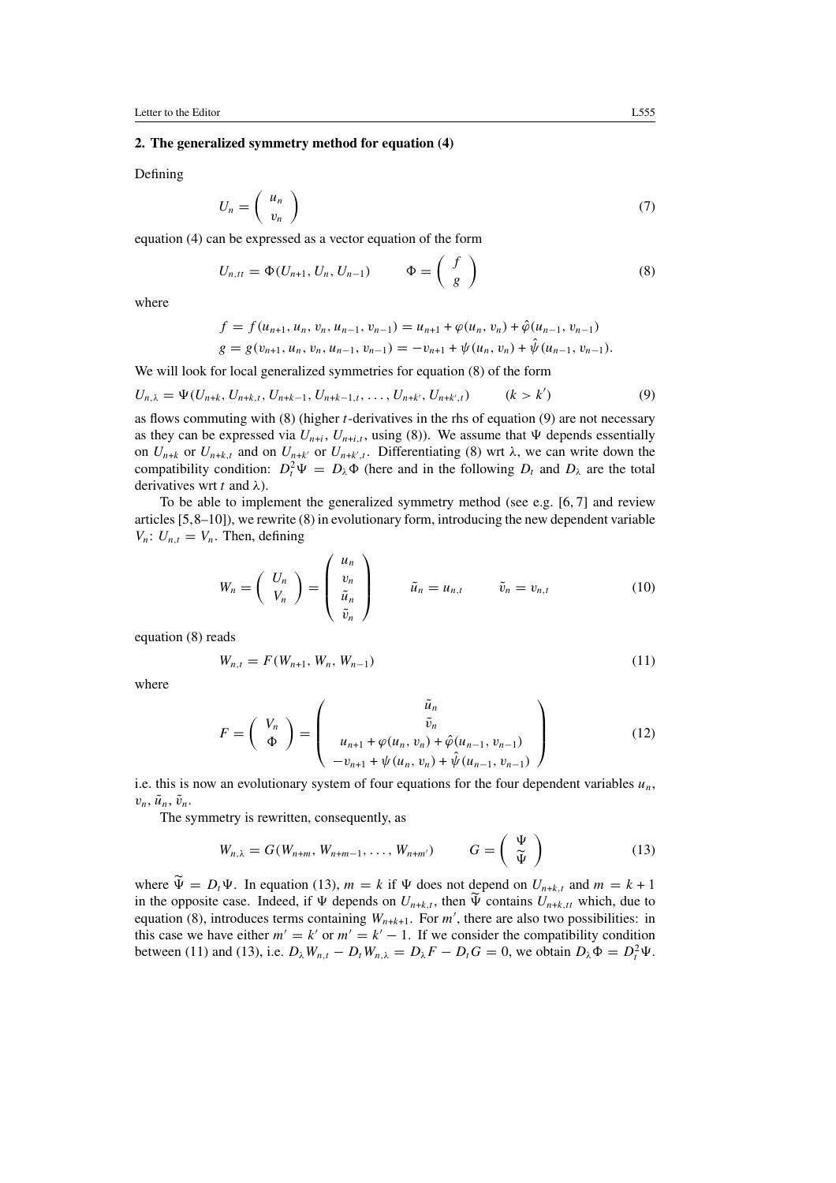## 2. The generalized symmetry method for equation (4)

Defining

$$U_n = \begin{pmatrix} u_n \\ v_n \end{pmatrix} \tag{7}$$

equation (4) can be expressed as a vector equation of the form

$$U_{n,tt} = \Phi(U_{n+1}, U_n, U_{n-1}) \qquad \Phi = \begin{pmatrix} f \\ g \end{pmatrix} \tag{8}$$

where

$$f = f(u_{n+1}, u_n, v_n, u_{n-1}, v_{n-1}) = u_{n+1} + \varphi(u_n, v_n) + \hat{\varphi}(u_{n-1}, v_{n-1})$$
$$g = g(v_{n+1}, u_n, v_n, u_{n-1}, v_{n-1}) = -v_{n+1} + \psi(u_n, v_n) + \hat{\psi}(u_{n-1}, v_{n-1}).$$

We will look for local generalized symmetries for equation (8) of the form

$$U_{n,\lambda} = \Psi(U_{n+k}, U_{n+k,t}, U_{n+k-1}, U_{n+k-1,t}, \ldots, U_{n+k'}, U_{n+k',t}) \qquad (k > k') \tag{9}$$

as flows commuting with (8) (higher $t$-derivatives in the rhs of equation (9) are not necessary as they can be expressed via $U_{n+i}$, $U_{n+i,t}$, using (8)). We assume that $\Psi$ depends essentially on $U_{n+k}$ or $U_{n+k,t}$ and on $U_{n+k'}$ or $U_{n+k',t}$. Differentiating (8) wrt $\lambda$, we can write down the compatibility condition: $D_t^2 \Psi = D_\lambda \Phi$ (here and in the following $D_t$ and $D_\lambda$ are the total derivatives wrt $t$ and $\lambda$).

To be able to implement the generalized symmetry method (see e.g. [6, 7] and review articles [5, 8–10]), we rewrite (8) in evolutionary form, introducing the new dependent variable $V_n$: $U_{n,t} = V_n$. Then, defining

$$W_n = \begin{pmatrix} U_n \\ V_n \end{pmatrix} = \begin{pmatrix} u_n \\ v_n \\ \tilde{u}_n \\ \tilde{v}_n \end{pmatrix} \qquad \tilde{u}_n = u_{n,t} \qquad \tilde{v}_n = v_{n,t} \tag{10}$$

equation (8) reads

$$W_{n,t} = F(W_{n+1}, W_n, W_{n-1}) \tag{11}$$

where

$$F = \begin{pmatrix} V_n \\ \Phi \end{pmatrix} = \begin{pmatrix} \tilde{u}_n \\ \tilde{v}_n \\ u_{n+1} + \varphi(u_n, v_n) + \hat{\varphi}(u_{n-1}, v_{n-1}) \\ -v_{n+1} + \psi(u_n, v_n) + \hat{\psi}(u_{n-1}, v_{n-1}) \end{pmatrix} \tag{12}$$

i.e. this is now an evolutionary system of four equations for the four dependent variables $u_n$, $v_n$, $\tilde{u}_n$, $\tilde{v}_n$.

The symmetry is rewritten, consequently, as

$$W_{n,\lambda} = G(W_{n+m}, W_{n+m-1}, \ldots, W_{n+m'}) \qquad G = \begin{pmatrix} \Psi \\ \widetilde{\Psi} \end{pmatrix} \tag{13}$$

where $\widetilde{\Psi} = D_t \Psi$. In equation (13), $m = k$ if $\Psi$ does not depend on $U_{n+k,t}$ and $m = k+1$ in the opposite case. Indeed, if $\Psi$ depends on $U_{n+k,t}$, then $\widetilde{\Psi}$ contains $U_{n+k,tt}$ which, due to equation (8), introduces terms containing $W_{n+k+1}$. For $m'$, there are also two possibilities: in this case we have either $m' = k'$ or $m' = k' - 1$. If we consider the compatibility condition between (11) and (13), i.e. $D_\lambda W_{n,t} - D_t W_{n,\lambda} = D_\lambda F - D_t G = 0$, we obtain $D_\lambda \Phi = D_t^2 \Psi$.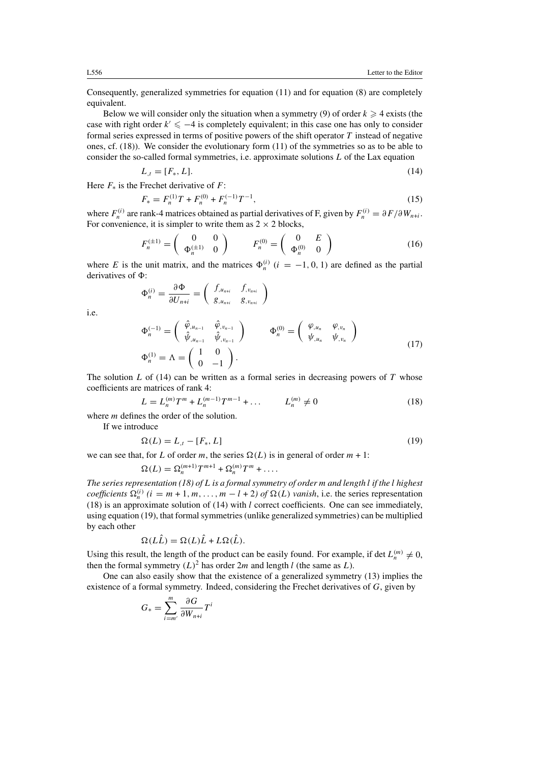Consequently, generalized symmetries for equation (11) and for equation (8) are completely equivalent.

Below we will consider only the situation when a symmetry (9) of order $k \geqslant 4$ exists (the case with right order $k' \leqslant -4$ is completely equivalent; in this case one has only to consider formal series expressed in terms of positive powers of the shift operator $T$ instead of negative ones, cf. (18)). We consider the evolutionary form (11) of the symmetries so as to be able to consider the so-called formal symmetries, i.e. approximate solutions $L$ of the Lax equation

$$L_{,t} = [F_*, L]. \tag{14}$$

Here $F_*$ is the Frechet derivative of $F$:

$$F_* = F_n^{(1)}T + F_n^{(0)} + F_n^{(-1)}T^{-1}, \tag{15}$$

where $F_n^{(i)}$ are rank-4 matrices obtained as partial derivatives of F, given by $F_n^{(i)} = \partial F/\partial W_{n+i}$. For convenience, it is simpler to write them as $2 \times 2$ blocks,

$$F_n^{(\pm 1)} = \begin{pmatrix} 0 & 0 \\ \Phi_n^{(\pm 1)} & 0 \end{pmatrix} \qquad F_n^{(0)} = \begin{pmatrix} 0 & E \\ \Phi_n^{(0)} & 0 \end{pmatrix} \tag{16}$$

where $E$ is the unit matrix, and the matrices $\Phi_n^{(i)}$ $(i = -1, 0, 1)$ are defined as the partial derivatives of $\Phi$:

$$\Phi_n^{(i)} = \frac{\partial \Phi}{\partial U_{n+i}} = \begin{pmatrix} f_{,u_{n+i}} & f_{,v_{n+i}} \\ g_{,u_{n+i}} & g_{,v_{n+i}} \end{pmatrix}$$

i.e.

$$\Phi_n^{(-1)} = \begin{pmatrix} \hat{\varphi}_{,u_{n-1}} & \hat{\varphi}_{,v_{n-1}} \\ \hat{\psi}_{,u_{n-1}} & \hat{\psi}_{,v_{n-1}} \end{pmatrix} \qquad \Phi_n^{(0)} = \begin{pmatrix} \varphi_{,u_n} & \varphi_{,v_n} \\ \psi_{,u_n} & \psi_{,v_n} \end{pmatrix}$$
$$\Phi_n^{(1)} = \Lambda = \begin{pmatrix} 1 & 0 \\ 0 & -1 \end{pmatrix}. \tag{17}$$

The solution $L$ of (14) can be written as a formal series in decreasing powers of $T$ whose coefficients are matrices of rank 4:

$$L = L_n^{(m)}T^m + L_n^{(m-1)}T^{m-1} + \ldots \qquad L_n^{(m)} \neq 0 \tag{18}$$

where $m$ defines the order of the solution.

If we introduce

$$\Omega(L) = L_{,t} - [F_*, L] \tag{19}$$

we can see that, for $L$ of order $m$, the series $\Omega(L)$ is in general of order $m + 1$:

$$\Omega(L) = \Omega_n^{(m+1)}T^{m+1} + \Omega_n^{(m)}T^m + \ldots.$$

*The series representation (18) of $L$ is a formal symmetry of order $m$ and length $l$ if the $l$ highest coefficients $\Omega_n^{(i)}$ $(i = m+1, m, \ldots, m-l+2)$ of $\Omega(L)$ vanish*, i.e. the series representation (18) is an approximate solution of (14) with $l$ correct coefficients. One can see immediately, using equation (19), that formal symmetries (unlike generalized symmetries) can be multiplied by each other

$$\Omega(L\hat{L}) = \Omega(L)\hat{L} + L\Omega(\hat{L}).$$

Using this result, the length of the product can be easily found. For example, if $\det L_n^{(m)} \neq 0$, then the formal symmetry $(L)^2$ has order $2m$ and length $l$ (the same as $L$).

One can also easily show that the existence of a generalized symmetry (13) implies the existence of a formal symmetry. Indeed, considering the Frechet derivatives of $G$, given by

$$G_* = \sum_{i=m'}^{m} \frac{\partial G}{\partial W_{n+i}} T^i$$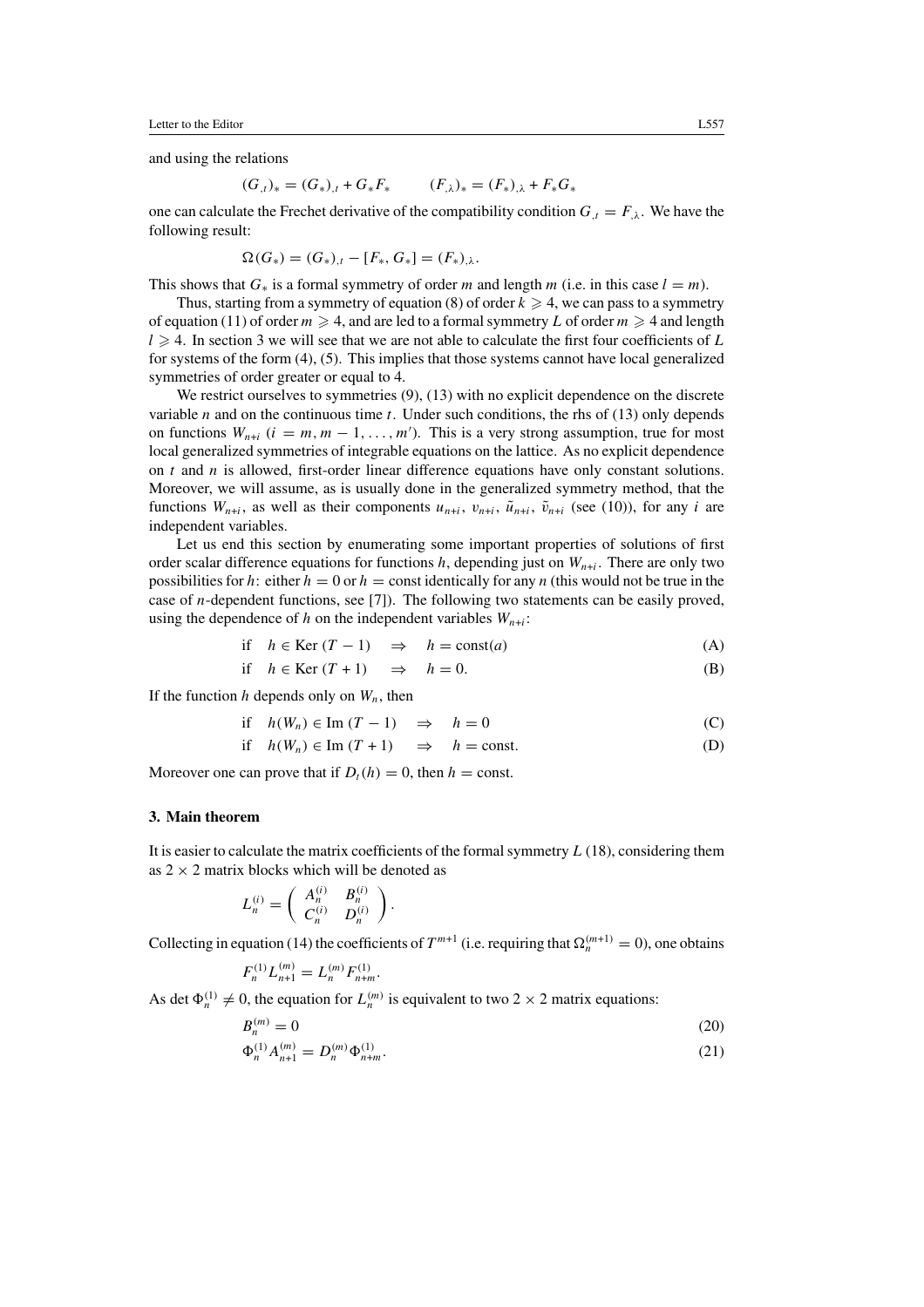and using the relations

$$(G_{,t})_* = (G_*)_{,t} + G_* F_* \qquad (F_{,\lambda})_* = (F_*)_{,\lambda} + F_* G_*$$

one can calculate the Frechet derivative of the compatibility condition $G_{,t} = F_{,\lambda}$. We have the following result:

$$\Omega(G_*) = (G_*)_{,t} - [F_*, G_*] = (F_*)_{,\lambda}.$$

This shows that $G_*$ is a formal symmetry of order $m$ and length $m$ (i.e. in this case $l = m$).

Thus, starting from a symmetry of equation (8) of order $k \geqslant 4$, we can pass to a symmetry of equation (11) of order $m \geqslant 4$, and are led to a formal symmetry $L$ of order $m \geqslant 4$ and length $l \geqslant 4$. In section 3 we will see that we are not able to calculate the first four coefficients of $L$ for systems of the form (4), (5). This implies that those systems cannot have local generalized symmetries of order greater or equal to 4.

We restrict ourselves to symmetries (9), (13) with no explicit dependence on the discrete variable $n$ and on the continuous time $t$. Under such conditions, the rhs of (13) only depends on functions $W_{n+i}$ ($i = m, m-1, \ldots, m'$). This is a very strong assumption, true for most local generalized symmetries of integrable equations on the lattice. As no explicit dependence on $t$ and $n$ is allowed, first-order linear difference equations have only constant solutions. Moreover, we will assume, as is usually done in the generalized symmetry method, that the functions $W_{n+i}$, as well as their components $u_{n+i}$, $v_{n+i}$, $\tilde{u}_{n+i}$, $\tilde{v}_{n+i}$ (see (10)), for any $i$ are independent variables.

Let us end this section by enumerating some important properties of solutions of first order scalar difference equations for functions $h$, depending just on $W_{n+i}$. There are only two possibilities for $h$: either $h = 0$ or $h = \text{const}$ identically for any $n$ (this would not be true in the case of $n$-dependent functions, see [7]). The following two statements can be easily proved, using the dependence of $h$ on the independent variables $W_{n+i}$:

$$\text{if} \quad h \in \text{Ker}\,(T-1) \quad \Rightarrow \quad h = \text{const}(a) \tag{A}$$

$$\text{if} \quad h \in \text{Ker}\,(T+1) \quad \Rightarrow \quad h = 0. \tag{B}$$

If the function $h$ depends only on $W_n$, then

$$\text{if} \quad h(W_n) \in \text{Im}\,(T-1) \quad \Rightarrow \quad h = 0 \tag{C}$$

$$\text{if} \quad h(W_n) \in \text{Im}\,(T+1) \quad \Rightarrow \quad h = \text{const}. \tag{D}$$

Moreover one can prove that if $D_t(h) = 0$, then $h = \text{const}$.

### 3. Main theorem

It is easier to calculate the matrix coefficients of the formal symmetry $L$ (18), considering them as $2 \times 2$ matrix blocks which will be denoted as

$$L_n^{(i)} = \begin{pmatrix} A_n^{(i)} & B_n^{(i)} \\ C_n^{(i)} & D_n^{(i)} \end{pmatrix}.$$

Collecting in equation (14) the coefficients of $T^{m+1}$ (i.e. requiring that $\Omega_n^{(m+1)} = 0$), one obtains

$$F_n^{(1)} L_{n+1}^{(m)} = L_n^{(m)} F_{n+m}^{(1)}.$$

As $\det \Phi_n^{(1)} \neq 0$, the equation for $L_n^{(m)}$ is equivalent to two $2 \times 2$ matrix equations:

$$B_n^{(m)} = 0 \tag{20}$$

$$\Phi_n^{(1)} A_{n+1}^{(m)} = D_n^{(m)} \Phi_{n+m}^{(1)}. \tag{21}$$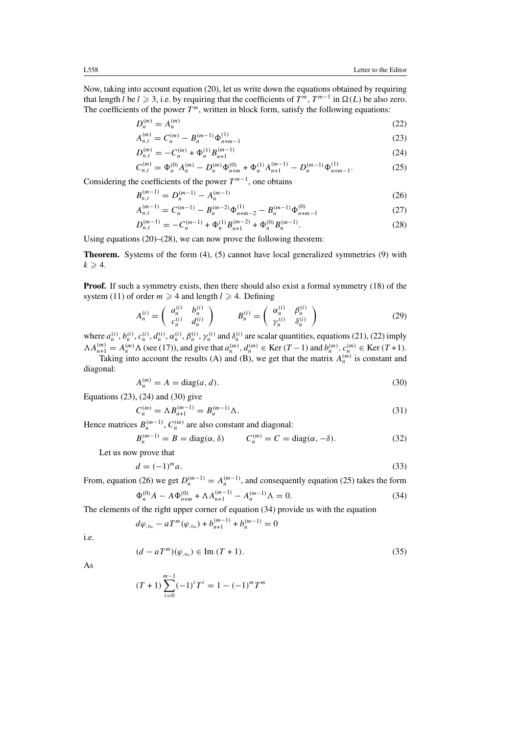Now, taking into account equation (20), let us write down the equations obtained by requiring that length $l$ be $l \geqslant 3$, i.e. by requiring that the coefficients of $T^m$, $T^{m-1}$ in $\Omega(L)$ be also zero. The coefficients of the power $T^m$, written in block form, satisfy the following equations:

$$D_n^{(m)} = A_n^{(m)} \tag{22}$$

$$A_{n,t}^{(m)} = C_n^{(m)} - B_n^{(m-1)}\Phi_{n+m-1}^{(1)} \tag{23}$$

$$D_{n,t}^{(m)} = -C_n^{(m)} + \Phi_n^{(1)} B_{n+1}^{(m-1)} \tag{24}$$

$$C_{n,t}^{(m)} = \Phi_n^{(0)} A_n^{(m)} - D_n^{(m)}\Phi_{n+m}^{(0)} + \Phi_n^{(1)} A_{n+1}^{(m-1)} - D_n^{(m-1)}\Phi_{n+m-1}^{(1)}. \tag{25}$$

Considering the coefficients of the power $T^{m-1}$, one obtains

$$B_{n,t}^{(m-1)} = D_n^{(m-1)} - A_n^{(m-1)} \tag{26}$$

$$A_{n,t}^{(m-1)} = C_n^{(m-1)} - B_n^{(m-2)}\Phi_{n+m-2}^{(1)} - B_n^{(m-1)}\Phi_{n+m-1}^{(0)} \tag{27}$$

$$D_{n,t}^{(m-1)} = -C_n^{(m-1)} + \Phi_n^{(1)} B_{n+1}^{(m-2)} + \Phi_n^{(0)} B_n^{(m-1)}. \tag{28}$$

Using equations (20)–(28), we can now prove the following theorem:

**Theorem.** Systems of the form (4), (5) cannot have local generalized symmetries (9) with $k \geqslant 4$.

**Proof.** If such a symmetry exists, then there should also exist a formal symmetry (18) of the system (11) of order $m \geqslant 4$ and length $l \geqslant 4$. Defining

$$A_n^{(i)} = \begin{pmatrix} a_n^{(i)} & b_n^{(i)} \\ c_n^{(i)} & d_n^{(i)} \end{pmatrix} \qquad B_n^{(i)} = \begin{pmatrix} \alpha_n^{(i)} & \beta_n^{(i)} \\ \gamma_n^{(i)} & \delta_n^{(i)} \end{pmatrix} \tag{29}$$

where $a_n^{(i)}, b_n^{(i)}, c_n^{(i)}, d_n^{(i)}, \alpha_n^{(i)}, \beta_n^{(i)}, \gamma_n^{(i)}$ and $\delta_n^{(i)}$ are scalar quantities, equations (21), (22) imply $\Lambda A_{n+1}^{(m)} = A_n^{(m)}\Lambda$ (see (17)), and give that $a_n^{(m)}, d_n^{(m)} \in \operatorname{Ker}(T-1)$ and $b_n^{(m)}, c_n^{(m)} \in \operatorname{Ker}(T+1)$.

Taking into account the results (A) and (B), we get that the matrix $A_n^{(m)}$ is constant and diagonal:

$$A_n^{(m)} = A = \operatorname{diag}(a, d). \tag{30}$$

Equations (23), (24) and (30) give

$$C_n^{(m)} = \Lambda B_{n+1}^{(m-1)} = B_n^{(m-1)}\Lambda. \tag{31}$$

Hence matrices $B_n^{(m-1)}, C_n^{(m)}$ are also constant and diagonal:

$$B_n^{(m-1)} = B = \operatorname{diag}(\alpha, \delta) \qquad C_n^{(m)} = C = \operatorname{diag}(\alpha, -\delta). \tag{32}$$

Let us now prove that

$$d = (-1)^m a. \tag{33}$$

From, equation (26) we get $D_n^{(m-1)} = A_n^{(m-1)}$, and consequently equation (25) takes the form

$$\Phi_n^{(0)} A - A\Phi_{n+m}^{(0)} + \Lambda A_{n+1}^{(m-1)} - A_n^{(m-1)}\Lambda = 0. \tag{34}$$

The elements of the right upper corner of equation (34) provide us with the equation

$$d\varphi_{,v_n} - aT^m(\varphi_{,v_n}) + b_{n+1}^{(m-1)} + b_n^{(m-1)} = 0$$

i.e.

$$(d - aT^m)(\varphi_{,v_n}) \in \operatorname{Im}(T+1). \tag{35}$$

As

$$(T+1)\sum_{i=0}^{m-1}(-1)^i T^i = 1 - (-1)^m T^m$$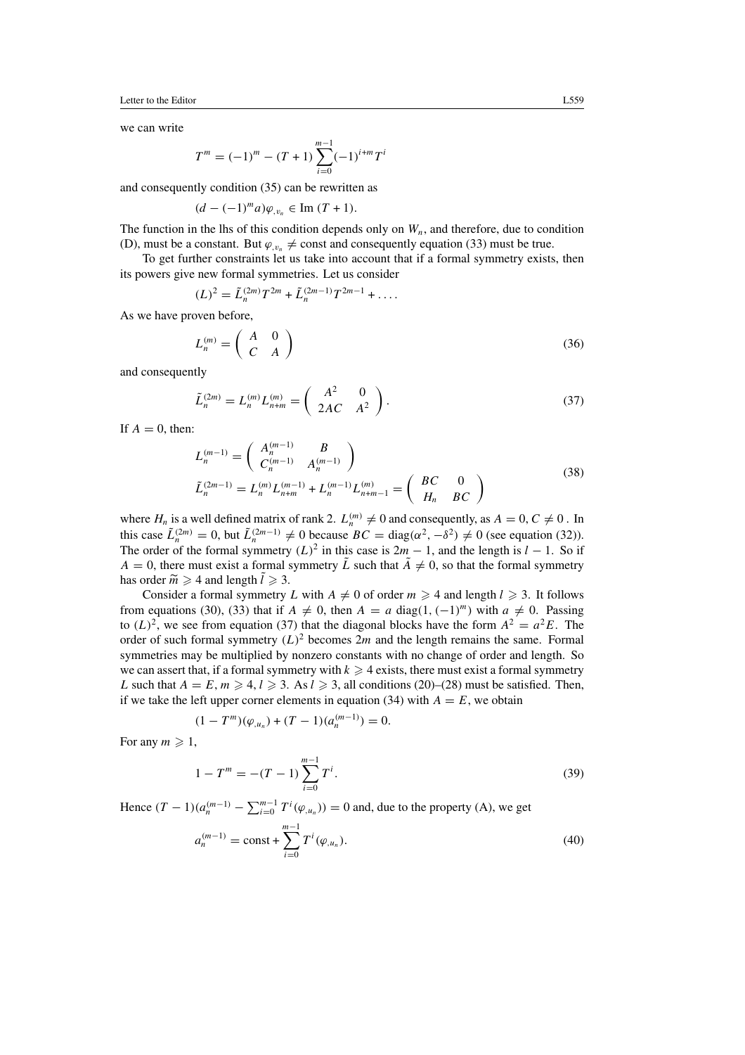we can write

$$T^m = (-1)^m - (T+1)\sum_{i=0}^{m-1}(-1)^{i+m}T^i$$

and consequently condition (35) can be rewritten as

$$(d - (-1)^m a)\varphi_{,v_n} \in \operatorname{Im}(T+1).$$

The function in the lhs of this condition depends only on $W_n$, and therefore, due to condition (D), must be a constant. But $\varphi_{,v_n} \neq \text{const}$ and consequently equation (33) must be true.

To get further constraints let us take into account that if a formal symmetry exists, then its powers give new formal symmetries. Let us consider

$$(L)^2 = \tilde{L}_n^{(2m)}T^{2m} + \tilde{L}_n^{(2m-1)}T^{2m-1} + \dots.$$

As we have proven before,

$$L_n^{(m)} = \begin{pmatrix} A & 0 \\ C & A \end{pmatrix} \tag{36}$$

and consequently

$$\tilde{L}_n^{(2m)} = L_n^{(m)}L_{n+m}^{(m)} = \begin{pmatrix} A^2 & 0 \\ 2AC & A^2 \end{pmatrix}. \tag{37}$$

If $A = 0$, then:

$$\begin{aligned} L_n^{(m-1)} &= \begin{pmatrix} A_n^{(m-1)} & B \\ C_n^{(m-1)} & A_n^{(m-1)} \end{pmatrix} \\ \tilde{L}_n^{(2m-1)} &= L_n^{(m)}L_{n+m}^{(m-1)} + L_n^{(m-1)}L_{n+m-1}^{(m)} = \begin{pmatrix} BC & 0 \\ H_n & BC \end{pmatrix} \end{aligned} \tag{38}$$

where $H_n$ is a well defined matrix of rank 2. $L_n^{(m)} \neq 0$ and consequently, as $A = 0, C \neq 0$ . In this case $\tilde{L}_n^{(2m)} = 0$, but $\tilde{L}_n^{(2m-1)} \neq 0$ because $BC = \operatorname{diag}(\alpha^2, -\delta^2) \neq 0$ (see equation (32)). The order of the formal symmetry $(L)^2$ in this case is $2m-1$, and the length is $l-1$. So if $A = 0$, there must exist a formal symmetry $\tilde{L}$ such that $\tilde{A} \neq 0$, so that the formal symmetry has order $\widetilde{m} \geqslant 4$ and length $\tilde{l} \geqslant 3$.

Consider a formal symmetry $L$ with $A \neq 0$ of order $m \geqslant 4$ and length $l \geqslant 3$. It follows from equations (30), (33) that if $A \neq 0$, then $A = a\,\operatorname{diag}(1, (-1)^m)$ with $a \neq 0$. Passing to $(L)^2$, we see from equation (37) that the diagonal blocks have the form $A^2 = a^2E$. The order of such formal symmetry $(L)^2$ becomes $2m$ and the length remains the same. Formal symmetries may be multiplied by nonzero constants with no change of order and length. So we can assert that, if a formal symmetry with $k \geqslant 4$ exists, there must exist a formal symmetry $L$ such that $A = E$, $m \geqslant 4$, $l \geqslant 3$. As $l \geqslant 3$, all conditions (20)–(28) must be satisfied. Then, if we take the left upper corner elements in equation (34) with $A = E$, we obtain

$$(1 - T^m)(\varphi_{,u_n}) + (T-1)(a_n^{(m-1)}) = 0.$$

For any $m \geqslant 1$,

$$1 - T^m = -(T-1)\sum_{i=0}^{m-1}T^i. \tag{39}$$

Hence $(T-1)(a_n^{(m-1)} - \sum_{i=0}^{m-1}T^i(\varphi_{,u_n})) = 0$ and, due to the property (A), we get

$$a_n^{(m-1)} = \text{const} + \sum_{i=0}^{m-1}T^i(\varphi_{,u_n}). \tag{40}$$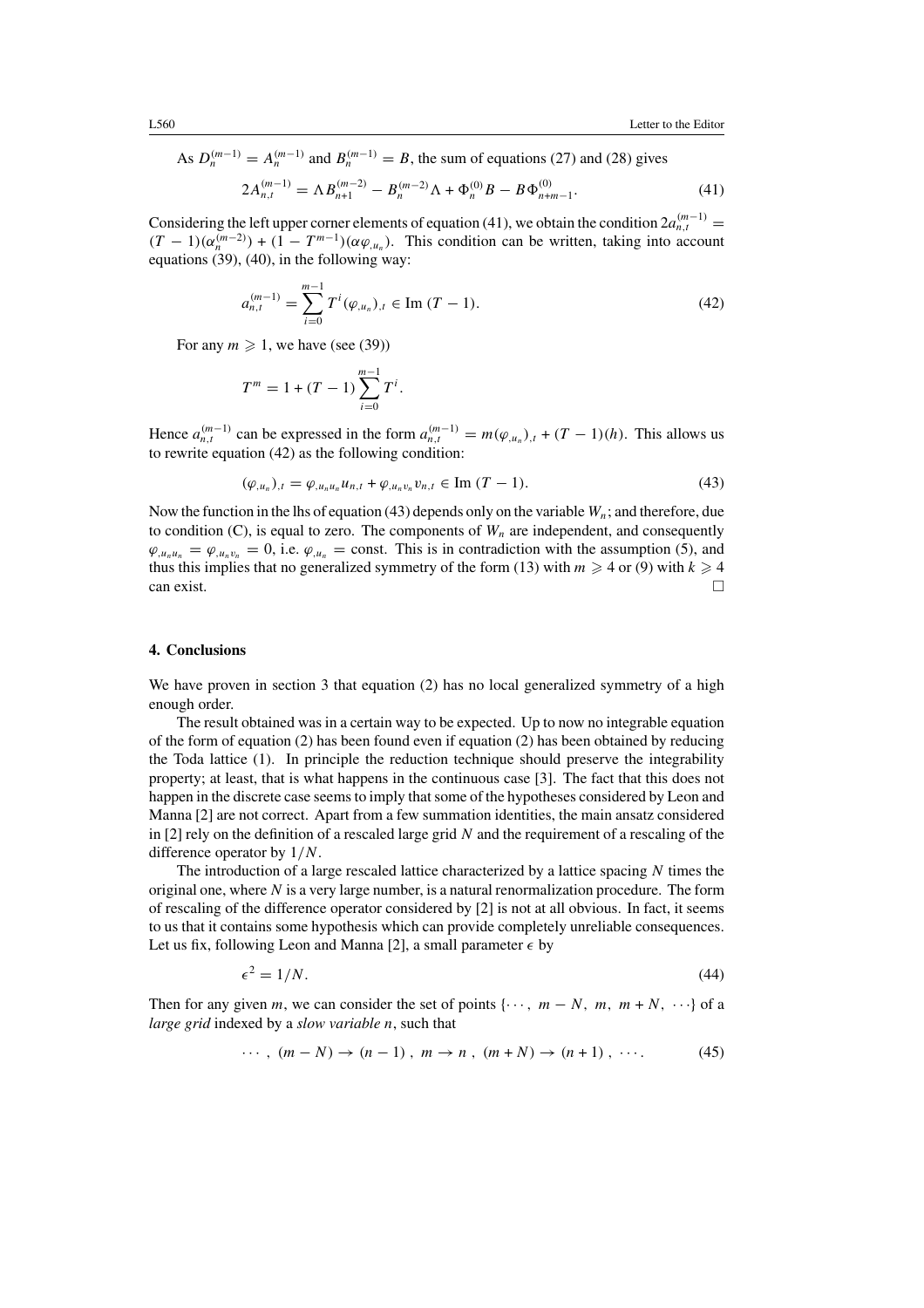As $D_n^{(m-1)} = A_n^{(m-1)}$ and $B_n^{(m-1)} = B$, the sum of equations (27) and (28) gives

$$2A_{n,t}^{(m-1)} = \Lambda B_{n+1}^{(m-2)} - B_n^{(m-2)}\Lambda + \Phi_n^{(0)}B - B\Phi_{n+m-1}^{(0)}. \tag{41}$$

Considering the left upper corner elements of equation (41), we obtain the condition $2a_{n,t}^{(m-1)} = (T-1)(\alpha_n^{(m-2)}) + (1-T^{m-1})(\alpha\varphi_{,u_n})$. This condition can be written, taking into account equations (39), (40), in the following way:

$$a_{n,t}^{(m-1)} = \sum_{i=0}^{m-1} T^i(\varphi_{,u_n})_{,t} \in \mathrm{Im}\,(T-1). \tag{42}$$

For any $m \geqslant 1$, we have (see (39))

$$T^m = 1 + (T-1)\sum_{i=0}^{m-1} T^i.$$

Hence $a_{n,t}^{(m-1)}$ can be expressed in the form $a_{n,t}^{(m-1)} = m(\varphi_{,u_n})_{,t} + (T-1)(h)$. This allows us to rewrite equation (42) as the following condition:

$$(\varphi_{,u_n})_{,t} = \varphi_{,u_n u_n} u_{n,t} + \varphi_{,u_n v_n} v_{n,t} \in \mathrm{Im}\,(T-1). \tag{43}$$

Now the function in the lhs of equation (43) depends only on the variable $W_n$; and therefore, due to condition (C), is equal to zero. The components of $W_n$ are independent, and consequently $\varphi_{,u_n u_n} = \varphi_{,u_n v_n} = 0$, i.e. $\varphi_{,u_n} = \mathrm{const}$. This is in contradiction with the assumption (5), and thus this implies that no generalized symmetry of the form (13) with $m \geqslant 4$ or (9) with $k \geqslant 4$ can exist. □

## 4. Conclusions

We have proven in section 3 that equation (2) has no local generalized symmetry of a high enough order.

The result obtained was in a certain way to be expected. Up to now no integrable equation of the form of equation (2) has been found even if equation (2) has been obtained by reducing the Toda lattice (1). In principle the reduction technique should preserve the integrability property; at least, that is what happens in the continuous case [3]. The fact that this does not happen in the discrete case seems to imply that some of the hypotheses considered by Leon and Manna [2] are not correct. Apart from a few summation identities, the main ansatz considered in [2] rely on the definition of a rescaled large grid $N$ and the requirement of a rescaling of the difference operator by $1/N$.

The introduction of a large rescaled lattice characterized by a lattice spacing $N$ times the original one, where $N$ is a very large number, is a natural renormalization procedure. The form of rescaling of the difference operator considered by [2] is not at all obvious. In fact, it seems to us that it contains some hypothesis which can provide completely unreliable consequences. Let us fix, following Leon and Manna [2], a small parameter $\epsilon$ by

$$\epsilon^2 = 1/N. \tag{44}$$

Then for any given $m$, we can consider the set of points $\{\cdots,\ m-N,\ m,\ m+N,\ \cdots\}$ of a *large grid* indexed by a *slow variable* $n$, such that

$$\cdots,\ (m-N) \to (n-1),\ m \to n,\ (m+N) \to (n+1),\ \cdots. \tag{45}$$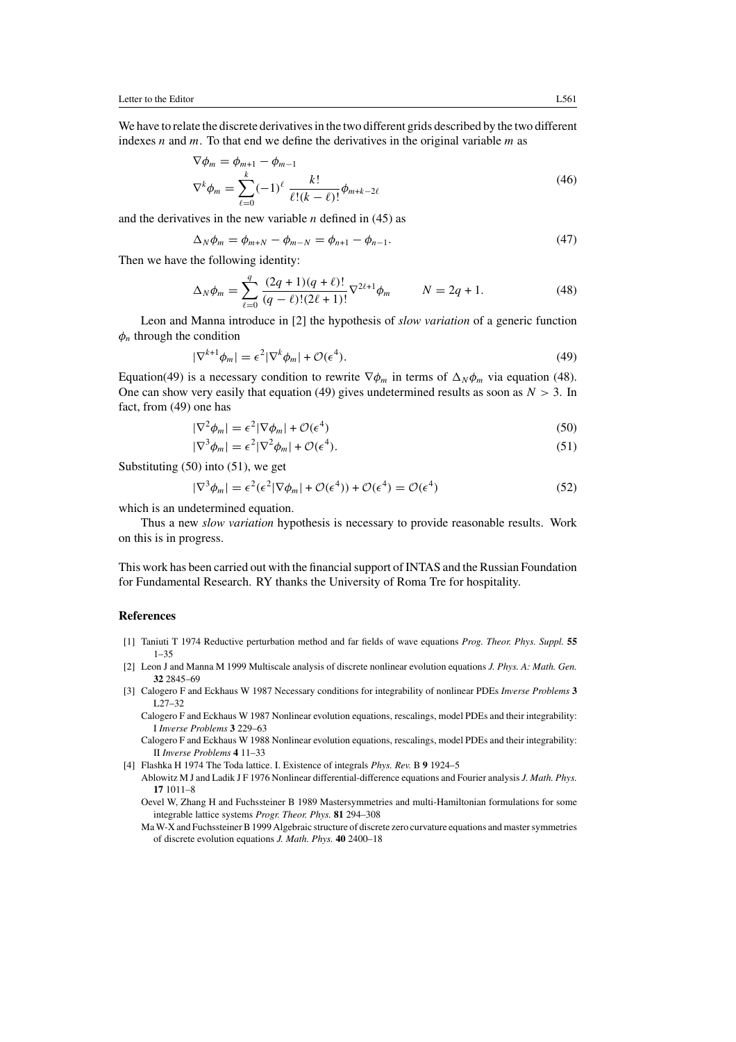We have to relate the discrete derivatives in the two different grids described by the two different indexes $n$ and $m$. To that end we define the derivatives in the original variable $m$ as

$$\nabla \phi_m = \phi_{m+1} - \phi_{m-1}$$
$$\nabla^k \phi_m = \sum_{\ell=0}^{k} (-1)^\ell \frac{k!}{\ell!(k-\ell)!} \phi_{m+k-2\ell} \tag{46}$$

and the derivatives in the new variable $n$ defined in (45) as

$$\Delta_N \phi_m = \phi_{m+N} - \phi_{m-N} = \phi_{n+1} - \phi_{n-1}. \tag{47}$$

Then we have the following identity:

$$\Delta_N \phi_m = \sum_{\ell=0}^{q} \frac{(2q+1)(q+\ell)!}{(q-\ell)!(2\ell+1)!} \nabla^{2\ell+1} \phi_m \qquad N = 2q+1. \tag{48}$$

Leon and Manna introduce in [2] the hypothesis of *slow variation* of a generic function $\phi_n$ through the condition

$$|\nabla^{k+1} \phi_m| = \epsilon^2 |\nabla^k \phi_m| + \mathcal{O}(\epsilon^4). \tag{49}$$

Equation(49) is a necessary condition to rewrite $\nabla \phi_m$ in terms of $\Delta_N \phi_m$ via equation (48). One can show very easily that equation (49) gives undetermined results as soon as $N > 3$. In fact, from (49) one has

$$|\nabla^2 \phi_m| = \epsilon^2 |\nabla \phi_m| + \mathcal{O}(\epsilon^4) \tag{50}$$

$$|\nabla^3 \phi_m| = \epsilon^2 |\nabla^2 \phi_m| + \mathcal{O}(\epsilon^4). \tag{51}$$

Substituting (50) into (51), we get

$$|\nabla^3 \phi_m| = \epsilon^2 (\epsilon^2 |\nabla \phi_m| + \mathcal{O}(\epsilon^4)) + \mathcal{O}(\epsilon^4) = \mathcal{O}(\epsilon^4) \tag{52}$$

which is an undetermined equation.

Thus a new *slow variation* hypothesis is necessary to provide reasonable results. Work on this is in progress.

This work has been carried out with the financial support of INTAS and the Russian Foundation for Fundamental Research. RY thanks the University of Roma Tre for hospitality.

## References

[1] Taniuti T 1974 Reductive perturbation method and far fields of wave equations *Prog. Theor. Phys. Suppl.* **55** 1–35

[2] Leon J and Manna M 1999 Multiscale analysis of discrete nonlinear evolution equations *J. Phys. A: Math. Gen.* **32** 2845–69

[3] Calogero F and Eckhaus W 1987 Necessary conditions for integrability of nonlinear PDEs *Inverse Problems* **3** L27–32

Calogero F and Eckhaus W 1987 Nonlinear evolution equations, rescalings, model PDEs and their integrability: I *Inverse Problems* **3** 229–63

Calogero F and Eckhaus W 1988 Nonlinear evolution equations, rescalings, model PDEs and their integrability: II *Inverse Problems* **4** 11–33

[4] Flashka H 1974 The Toda lattice. I. Existence of integrals *Phys. Rev.* B **9** 1924–5

Ablowitz M J and Ladik J F 1976 Nonlinear differential-difference equations and Fourier analysis *J. Math. Phys.* **17** 1011–8

Oevel W, Zhang H and Fuchssteiner B 1989 Mastersymmetries and multi-Hamiltonian formulations for some integrable lattice systems *Progr. Theor. Phys.* **81** 294–308

Ma W-X and Fuchssteiner B 1999 Algebraic structure of discrete zero curvature equations and master symmetries of discrete evolution equations *J. Math. Phys.* **40** 2400–18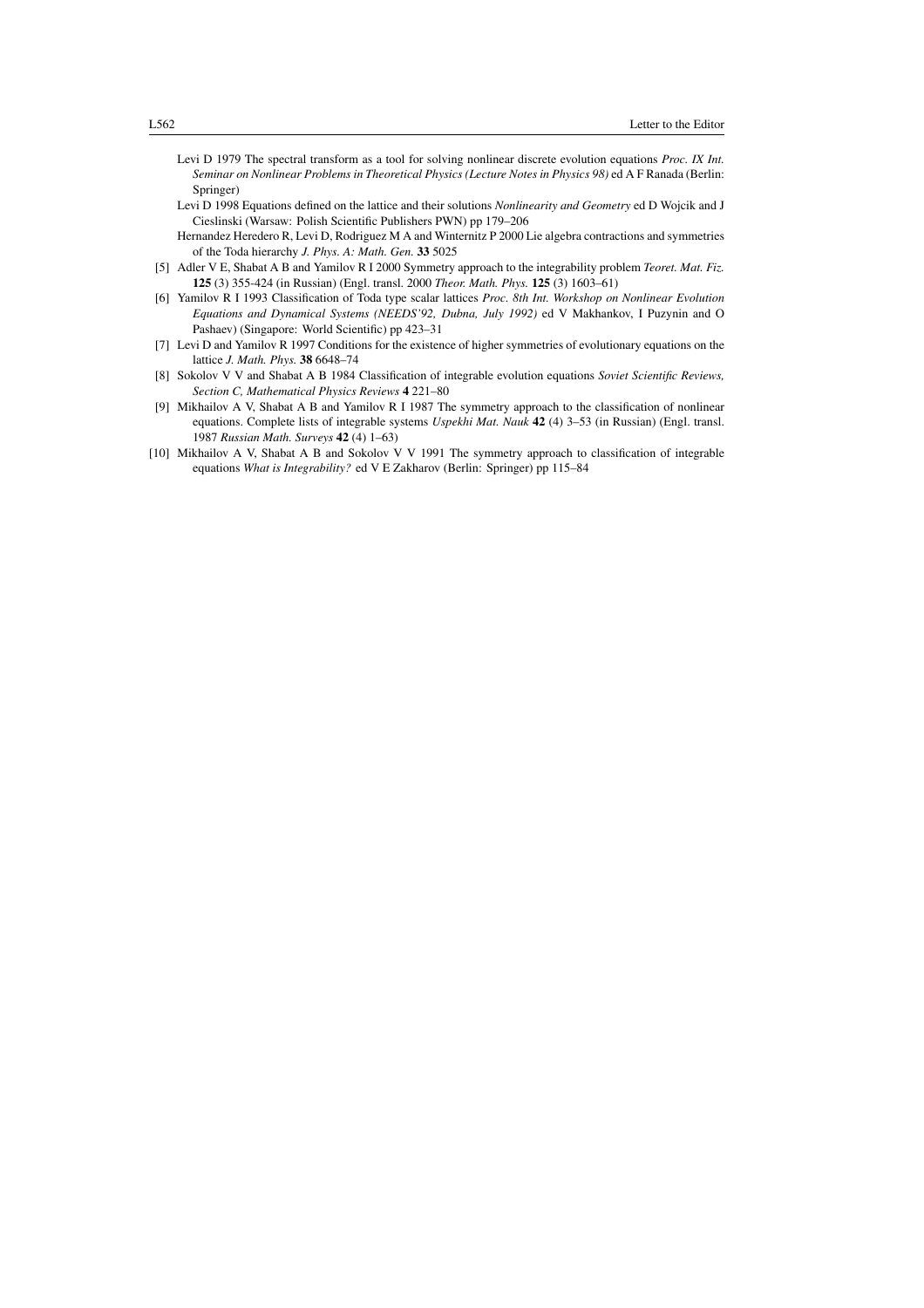Levi D 1979 The spectral transform as a tool for solving nonlinear discrete evolution equations *Proc. IX Int. Seminar on Nonlinear Problems in Theoretical Physics (Lecture Notes in Physics 98)* ed A F Ranada (Berlin: Springer)

Levi D 1998 Equations defined on the lattice and their solutions *Nonlinearity and Geometry* ed D Wojcik and J Cieslinski (Warsaw: Polish Scientific Publishers PWN) pp 179–206

Hernandez Heredero R, Levi D, Rodriguez M A and Winternitz P 2000 Lie algebra contractions and symmetries of the Toda hierarchy *J. Phys. A: Math. Gen.* **33** 5025

[5] Adler V E, Shabat A B and Yamilov R I 2000 Symmetry approach to the integrability problem *Teoret. Mat. Fiz.* **125** (3) 355-424 (in Russian) (Engl. transl. 2000 *Theor. Math. Phys.* **125** (3) 1603–61)

[6] Yamilov R I 1993 Classification of Toda type scalar lattices *Proc. 8th Int. Workshop on Nonlinear Evolution Equations and Dynamical Systems (NEEDS'92, Dubna, July 1992)* ed V Makhankov, I Puzynin and O Pashaev) (Singapore: World Scientific) pp 423–31

[7] Levi D and Yamilov R 1997 Conditions for the existence of higher symmetries of evolutionary equations on the lattice *J. Math. Phys.* **38** 6648–74

[8] Sokolov V V and Shabat A B 1984 Classification of integrable evolution equations *Soviet Scientific Reviews, Section C, Mathematical Physics Reviews* **4** 221–80

[9] Mikhailov A V, Shabat A B and Yamilov R I 1987 The symmetry approach to the classification of nonlinear equations. Complete lists of integrable systems *Uspekhi Mat. Nauk* **42** (4) 3–53 (in Russian) (Engl. transl. 1987 *Russian Math. Surveys* **42** (4) 1–63)

[10] Mikhailov A V, Shabat A B and Sokolov V V 1991 The symmetry approach to classification of integrable equations *What is Integrability?* ed V E Zakharov (Berlin: Springer) pp 115–84